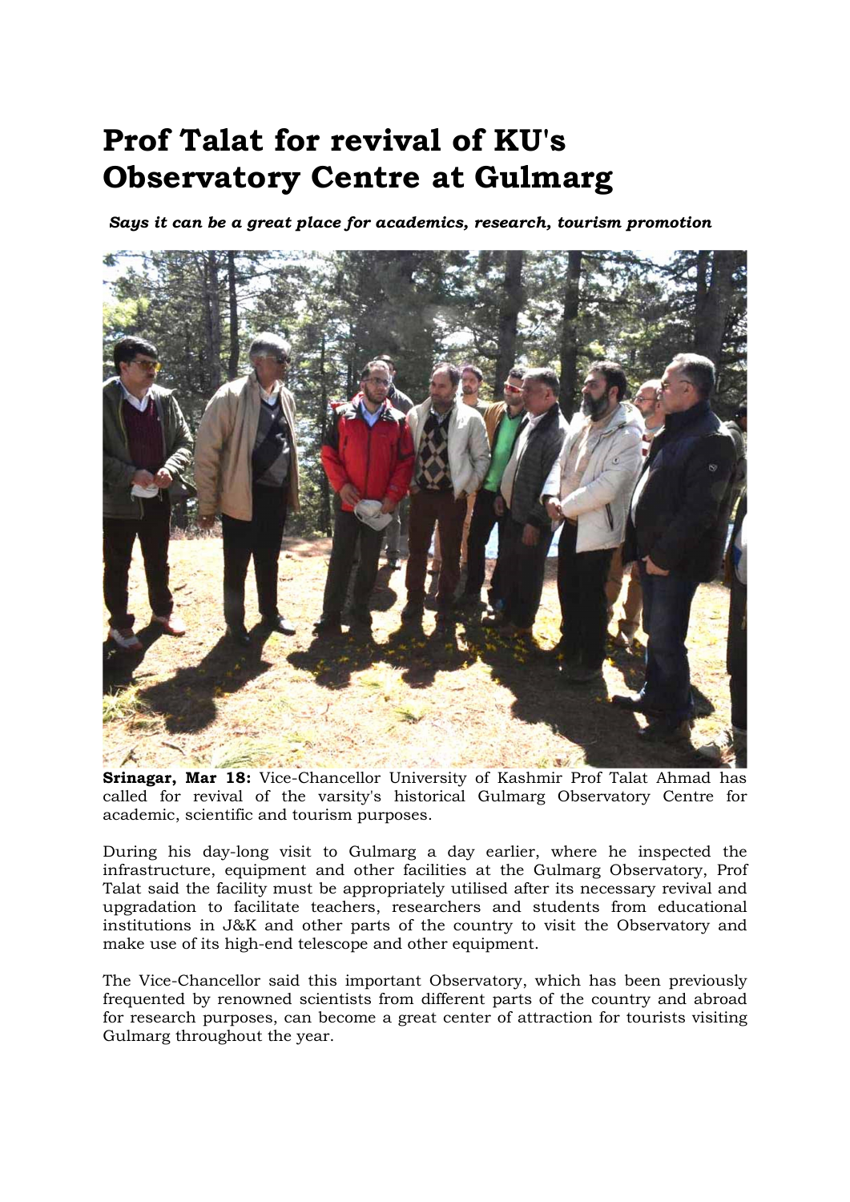# Prof Talat for revival of KU's Observatory Centre at Gulmarg

***Says it can be a great place for academics, research, tourism promotion***

**Srinagar, Mar 18:** Vice-Chancellor University of Kashmir Prof Talat Ahmad has called for revival of the varsity's historical Gulmarg Observatory Centre for academic, scientific and tourism purposes.

During his day-long visit to Gulmarg a day earlier, where he inspected the infrastructure, equipment and other facilities at the Gulmarg Observatory, Prof Talat said the facility must be appropriately utilised after its necessary revival and upgradation to facilitate teachers, researchers and students from educational institutions in J&K and other parts of the country to visit the Observatory and make use of its high-end telescope and other equipment.

The Vice-Chancellor said this important Observatory, which has been previously frequented by renowned scientists from different parts of the country and abroad for research purposes, can become a great center of attraction for tourists visiting Gulmarg throughout the year.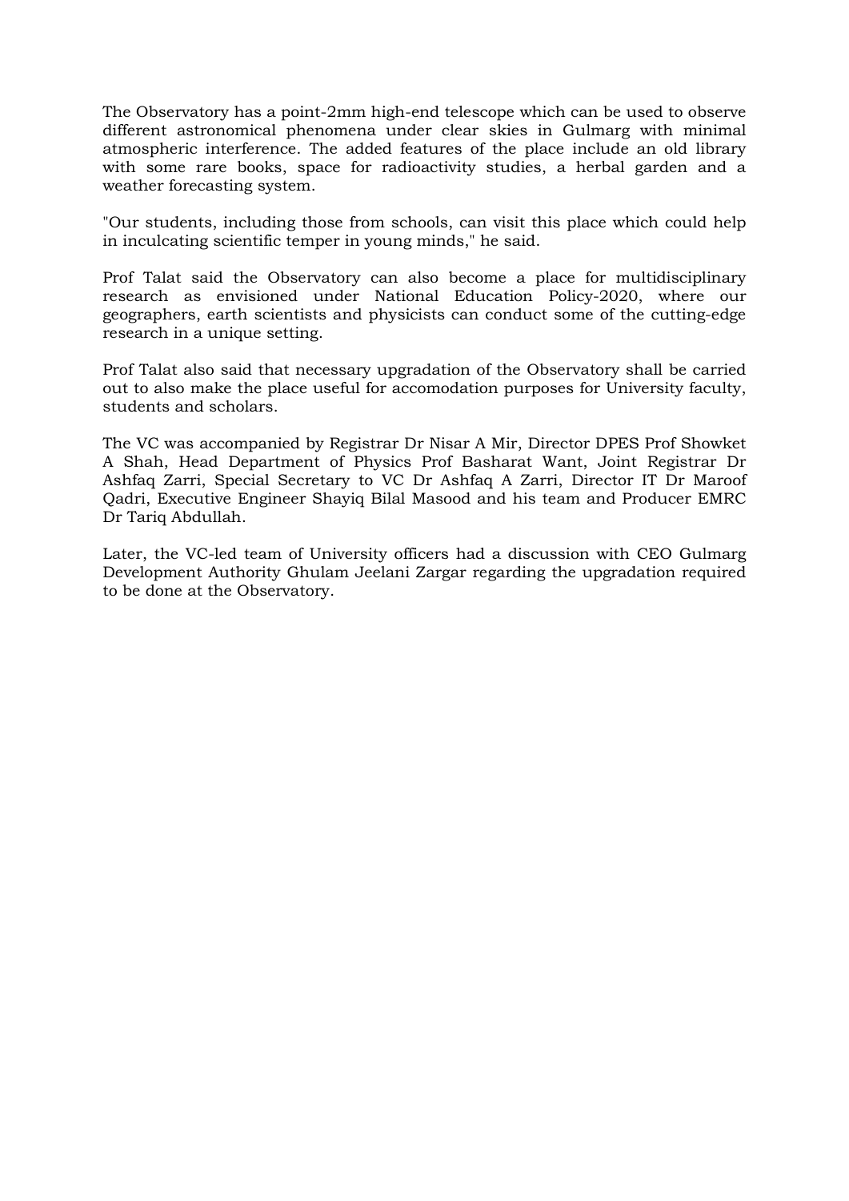The Observatory has a point-2mm high-end telescope which can be used to observe different astronomical phenomena under clear skies in Gulmarg with minimal atmospheric interference. The added features of the place include an old library with some rare books, space for radioactivity studies, a herbal garden and a weather forecasting system.

"Our students, including those from schools, can visit this place which could help in inculcating scientific temper in young minds," he said.

Prof Talat said the Observatory can also become a place for multidisciplinary research as envisioned under National Education Policy-2020, where our geographers, earth scientists and physicists can conduct some of the cutting-edge research in a unique setting.

Prof Talat also said that necessary upgradation of the Observatory shall be carried out to also make the place useful for accomodation purposes for University faculty, students and scholars.

The VC was accompanied by Registrar Dr Nisar A Mir, Director DPES Prof Showket A Shah, Head Department of Physics Prof Basharat Want, Joint Registrar Dr Ashfaq Zarri, Special Secretary to VC Dr Ashfaq A Zarri, Director IT Dr Maroof Qadri, Executive Engineer Shayiq Bilal Masood and his team and Producer EMRC Dr Tariq Abdullah.

Later, the VC-led team of University officers had a discussion with CEO Gulmarg Development Authority Ghulam Jeelani Zargar regarding the upgradation required to be done at the Observatory.